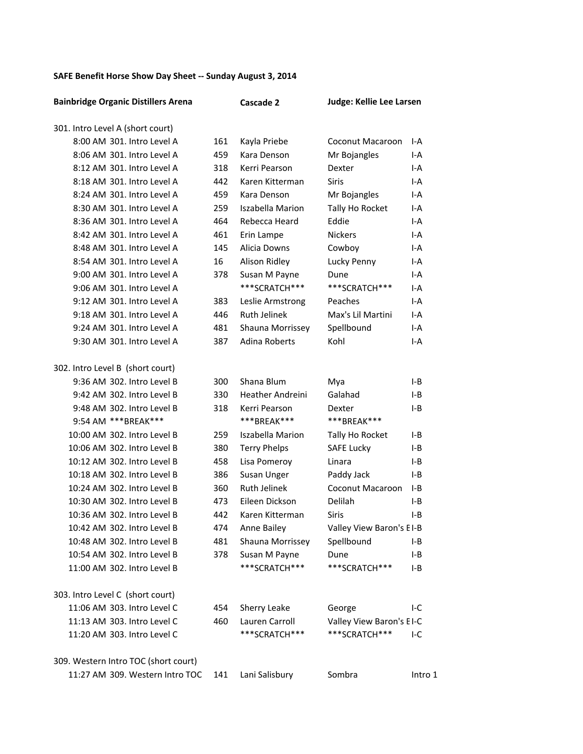**SAFE Benefit Horse Show Day Sheet -- Sunday August 3, 2014**

**Bainbridge Organic Distillers Arena** | **Cascade 2** | **Judge: Kellie Lee Larsen**

301. Intro Level A (short court)

| Time | Class | No. | Rider | Horse | Test |
|---|---|---|---|---|---|
| 8:00 AM | 301. Intro Level A | 161 | Kayla Priebe | Coconut Macaroon | I-A |
| 8:06 AM | 301. Intro Level A | 459 | Kara Denson | Mr Bojangles | I-A |
| 8:12 AM | 301. Intro Level A | 318 | Kerri Pearson | Dexter | I-A |
| 8:18 AM | 301. Intro Level A | 442 | Karen Kitterman | Siris | I-A |
| 8:24 AM | 301. Intro Level A | 459 | Kara Denson | Mr Bojangles | I-A |
| 8:30 AM | 301. Intro Level A | 259 | Iszabella Marion | Tally Ho Rocket | I-A |
| 8:36 AM | 301. Intro Level A | 464 | Rebecca Heard | Eddie | I-A |
| 8:42 AM | 301. Intro Level A | 461 | Erin Lampe | Nickers | I-A |
| 8:48 AM | 301. Intro Level A | 145 | Alicia Downs | Cowboy | I-A |
| 8:54 AM | 301. Intro Level A | 16 | Alison Ridley | Lucky Penny | I-A |
| 9:00 AM | 301. Intro Level A | 378 | Susan M Payne | Dune | I-A |
| 9:06 AM | 301. Intro Level A | | ***SCRATCH*** | ***SCRATCH*** | I-A |
| 9:12 AM | 301. Intro Level A | 383 | Leslie Armstrong | Peaches | I-A |
| 9:18 AM | 301. Intro Level A | 446 | Ruth Jelinek | Max's Lil Martini | I-A |
| 9:24 AM | 301. Intro Level A | 481 | Shauna Morrissey | Spellbound | I-A |
| 9:30 AM | 301. Intro Level A | 387 | Adina Roberts | Kohl | I-A |

302. Intro Level B (short court)

| Time | Class | No. | Rider | Horse | Test |
|---|---|---|---|---|---|
| 9:36 AM | 302. Intro Level B | 300 | Shana Blum | Mya | I-B |
| 9:42 AM | 302. Intro Level B | 330 | Heather Andreini | Galahad | I-B |
| 9:48 AM | 302. Intro Level B | 318 | Kerri Pearson | Dexter | I-B |
| 9:54 AM | ***BREAK*** | | ***BREAK*** | ***BREAK*** | |
| 10:00 AM | 302. Intro Level B | 259 | Iszabella Marion | Tally Ho Rocket | I-B |
| 10:06 AM | 302. Intro Level B | 380 | Terry Phelps | SAFE Lucky | I-B |
| 10:12 AM | 302. Intro Level B | 458 | Lisa Pomeroy | Linara | I-B |
| 10:18 AM | 302. Intro Level B | 386 | Susan Unger | Paddy Jack | I-B |
| 10:24 AM | 302. Intro Level B | 360 | Ruth Jelinek | Coconut Macaroon | I-B |
| 10:30 AM | 302. Intro Level B | 473 | Eileen Dickson | Delilah | I-B |
| 10:36 AM | 302. Intro Level B | 442 | Karen Kitterman | Siris | I-B |
| 10:42 AM | 302. Intro Level B | 474 | Anne Bailey | Valley View Baron's E | I-B |
| 10:48 AM | 302. Intro Level B | 481 | Shauna Morrissey | Spellbound | I-B |
| 10:54 AM | 302. Intro Level B | 378 | Susan M Payne | Dune | I-B |
| 11:00 AM | 302. Intro Level B | | ***SCRATCH*** | ***SCRATCH*** | I-B |

303. Intro Level C (short court)

| Time | Class | No. | Rider | Horse | Test |
|---|---|---|---|---|---|
| 11:06 AM | 303. Intro Level C | 454 | Sherry Leake | George | I-C |
| 11:13 AM | 303. Intro Level C | 460 | Lauren Carroll | Valley View Baron's E | I-C |
| 11:20 AM | 303. Intro Level C | | ***SCRATCH*** | ***SCRATCH*** | I-C |

309. Western Intro TOC (short court)

| Time | Class | No. | Rider | Horse | Test |
|---|---|---|---|---|---|
| 11:27 AM | 309. Western Intro TOC | 141 | Lani Salisbury | Sombra | Intro 1 |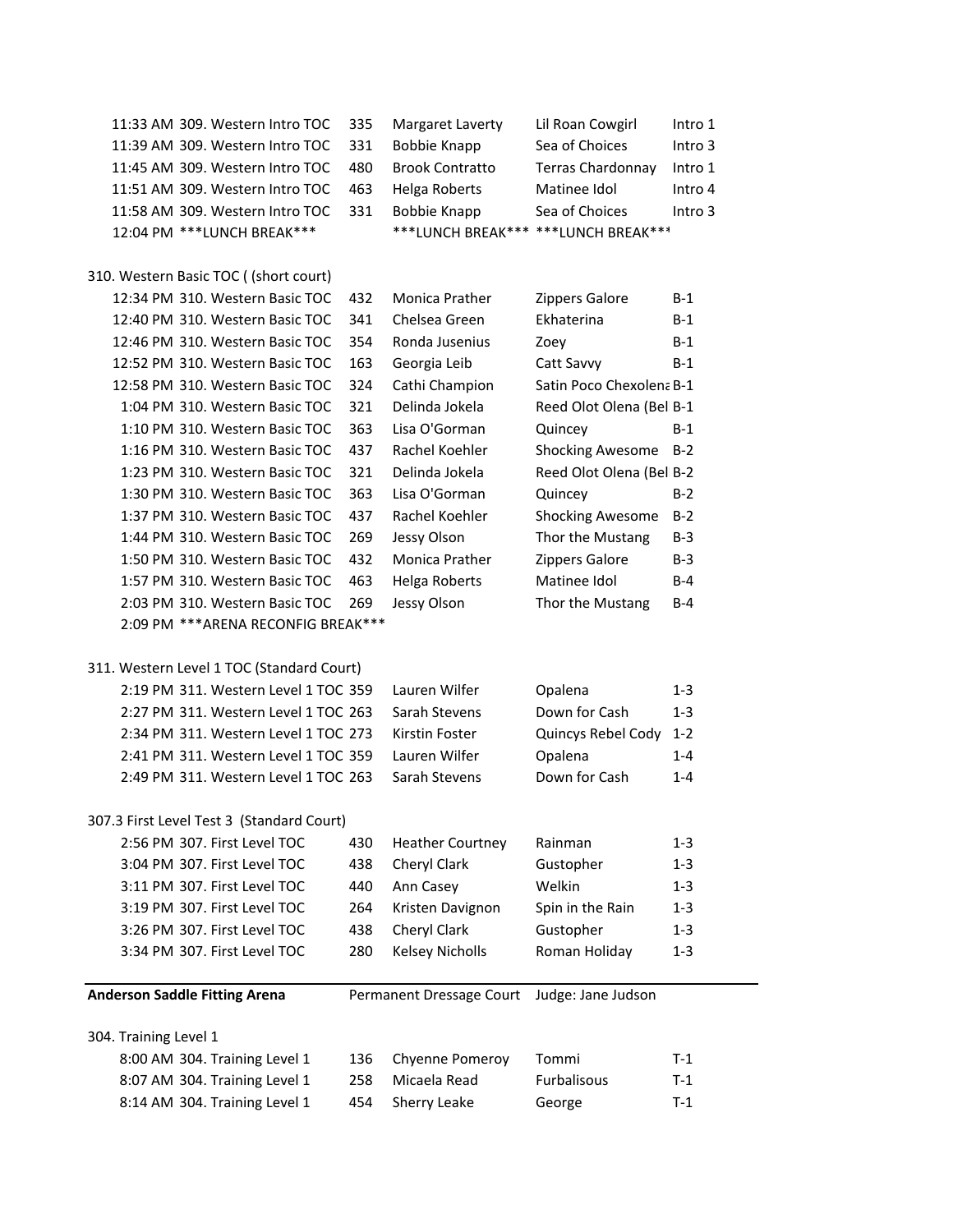| | | | | |
|---|---|---|---|---|
| 11:33 AM 309. Western Intro TOC | 335 | Margaret Laverty | Lil Roan Cowgirl | Intro 1 |
| 11:39 AM 309. Western Intro TOC | 331 | Bobbie Knapp | Sea of Choices | Intro 3 |
| 11:45 AM 309. Western Intro TOC | 480 | Brook Contratto | Terras Chardonnay | Intro 1 |
| 11:51 AM 309. Western Intro TOC | 463 | Helga Roberts | Matinee Idol | Intro 4 |
| 11:58 AM 309. Western Intro TOC | 331 | Bobbie Knapp | Sea of Choices | Intro 3 |
| 12:04 PM ***LUNCH BREAK*** | | ***LUNCH BREAK*** | ***LUNCH BREAK*** | |

310. Western Basic TOC ( (short court)

| | | | | |
|---|---|---|---|---|
| 12:34 PM 310. Western Basic TOC | 432 | Monica Prather | Zippers Galore | B-1 |
| 12:40 PM 310. Western Basic TOC | 341 | Chelsea Green | Ekhaterina | B-1 |
| 12:46 PM 310. Western Basic TOC | 354 | Ronda Jusenius | Zoey | B-1 |
| 12:52 PM 310. Western Basic TOC | 163 | Georgia Leib | Catt Savvy | B-1 |
| 12:58 PM 310. Western Basic TOC | 324 | Cathi Champion | Satin Poco Chexolena | B-1 |
| 1:04 PM 310. Western Basic TOC | 321 | Delinda Jokela | Reed Olot Olena (Bel | B-1 |
| 1:10 PM 310. Western Basic TOC | 363 | Lisa O'Gorman | Quincey | B-1 |
| 1:16 PM 310. Western Basic TOC | 437 | Rachel Koehler | Shocking Awesome | B-2 |
| 1:23 PM 310. Western Basic TOC | 321 | Delinda Jokela | Reed Olot Olena (Bel | B-2 |
| 1:30 PM 310. Western Basic TOC | 363 | Lisa O'Gorman | Quincey | B-2 |
| 1:37 PM 310. Western Basic TOC | 437 | Rachel Koehler | Shocking Awesome | B-2 |
| 1:44 PM 310. Western Basic TOC | 269 | Jessy Olson | Thor the Mustang | B-3 |
| 1:50 PM 310. Western Basic TOC | 432 | Monica Prather | Zippers Galore | B-3 |
| 1:57 PM 310. Western Basic TOC | 463 | Helga Roberts | Matinee Idol | B-4 |
| 2:03 PM 310. Western Basic TOC | 269 | Jessy Olson | Thor the Mustang | B-4 |
| 2:09 PM ***ARENA RECONFIG BREAK*** | | | | |

311. Western Level 1 TOC (Standard Court)

| | | | | |
|---|---|---|---|---|
| 2:19 PM 311. Western Level 1 TOC | 359 | Lauren Wilfer | Opalena | 1-3 |
| 2:27 PM 311. Western Level 1 TOC | 263 | Sarah Stevens | Down for Cash | 1-3 |
| 2:34 PM 311. Western Level 1 TOC | 273 | Kirstin Foster | Quincys Rebel Cody | 1-2 |
| 2:41 PM 311. Western Level 1 TOC | 359 | Lauren Wilfer | Opalena | 1-4 |
| 2:49 PM 311. Western Level 1 TOC | 263 | Sarah Stevens | Down for Cash | 1-4 |

307.3 First Level Test 3 (Standard Court)

| | | | | |
|---|---|---|---|---|
| 2:56 PM 307. First Level TOC | 430 | Heather Courtney | Rainman | 1-3 |
| 3:04 PM 307. First Level TOC | 438 | Cheryl Clark | Gustopher | 1-3 |
| 3:11 PM 307. First Level TOC | 440 | Ann Casey | Welkin | 1-3 |
| 3:19 PM 307. First Level TOC | 264 | Kristen Davignon | Spin in the Rain | 1-3 |
| 3:26 PM 307. First Level TOC | 438 | Cheryl Clark | Gustopher | 1-3 |
| 3:34 PM 307. First Level TOC | 280 | Kelsey Nicholls | Roman Holiday | 1-3 |

---

**Anderson Saddle Fitting Arena** — Permanent Dressage Court — Judge: Jane Judson

304. Training Level 1

| | | | | |
|---|---|---|---|---|
| 8:00 AM 304. Training Level 1 | 136 | Chyenne Pomeroy | Tommi | T-1 |
| 8:07 AM 304. Training Level 1 | 258 | Micaela Read | Furbalisous | T-1 |
| 8:14 AM 304. Training Level 1 | 454 | Sherry Leake | George | T-1 |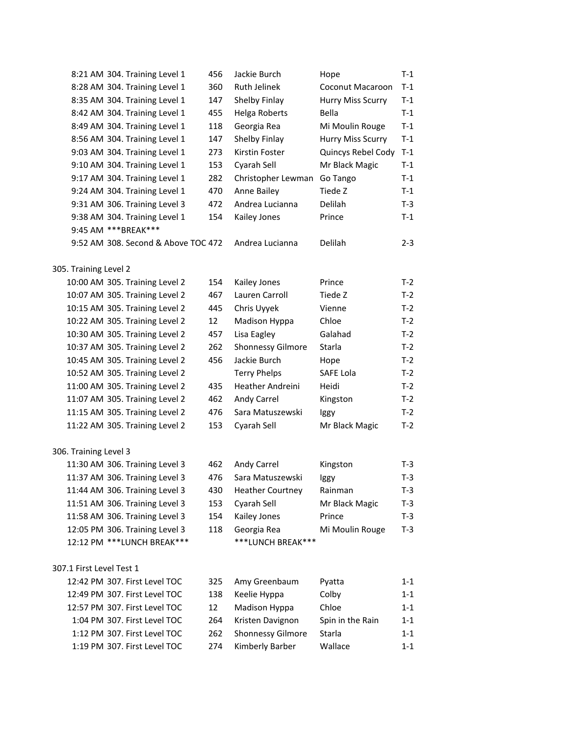| | | | | | |
|---|---|---|---|---|---|
| 8:21 AM | 304. Training Level 1 | 456 | Jackie Burch | Hope | T-1 |
| 8:28 AM | 304. Training Level 1 | 360 | Ruth Jelinek | Coconut Macaroon | T-1 |
| 8:35 AM | 304. Training Level 1 | 147 | Shelby Finlay | Hurry Miss Scurry | T-1 |
| 8:42 AM | 304. Training Level 1 | 455 | Helga Roberts | Bella | T-1 |
| 8:49 AM | 304. Training Level 1 | 118 | Georgia Rea | Mi Moulin Rouge | T-1 |
| 8:56 AM | 304. Training Level 1 | 147 | Shelby Finlay | Hurry Miss Scurry | T-1 |
| 9:03 AM | 304. Training Level 1 | 273 | Kirstin Foster | Quincys Rebel Cody | T-1 |
| 9:10 AM | 304. Training Level 1 | 153 | Cyarah Sell | Mr Black Magic | T-1 |
| 9:17 AM | 304. Training Level 1 | 282 | Christopher Lewman | Go Tango | T-1 |
| 9:24 AM | 304. Training Level 1 | 470 | Anne Bailey | Tiede Z | T-1 |
| 9:31 AM | 306. Training Level 3 | 472 | Andrea Lucianna | Delilah | T-3 |
| 9:38 AM | 304. Training Level 1 | 154 | Kailey Jones | Prince | T-1 |
| 9:45 AM | ***BREAK*** | | | | |
| 9:52 AM | 308. Second & Above TOC | 472 | Andrea Lucianna | Delilah | 2-3 |

305. Training Level 2

| | | | | | |
|---|---|---|---|---|---|
| 10:00 AM | 305. Training Level 2 | 154 | Kailey Jones | Prince | T-2 |
| 10:07 AM | 305. Training Level 2 | 467 | Lauren Carroll | Tiede Z | T-2 |
| 10:15 AM | 305. Training Level 2 | 445 | Chris Uyyek | Vienne | T-2 |
| 10:22 AM | 305. Training Level 2 | 12 | Madison Hyppa | Chloe | T-2 |
| 10:30 AM | 305. Training Level 2 | 457 | Lisa Eagley | Galahad | T-2 |
| 10:37 AM | 305. Training Level 2 | 262 | Shonnessy Gilmore | Starla | T-2 |
| 10:45 AM | 305. Training Level 2 | 456 | Jackie Burch | Hope | T-2 |
| 10:52 AM | 305. Training Level 2 | | Terry Phelps | SAFE Lola | T-2 |
| 11:00 AM | 305. Training Level 2 | 435 | Heather Andreini | Heidi | T-2 |
| 11:07 AM | 305. Training Level 2 | 462 | Andy Carrel | Kingston | T-2 |
| 11:15 AM | 305. Training Level 2 | 476 | Sara Matuszewski | Iggy | T-2 |
| 11:22 AM | 305. Training Level 2 | 153 | Cyarah Sell | Mr Black Magic | T-2 |

306. Training Level 3

| | | | | | |
|---|---|---|---|---|---|
| 11:30 AM | 306. Training Level 3 | 462 | Andy Carrel | Kingston | T-3 |
| 11:37 AM | 306. Training Level 3 | 476 | Sara Matuszewski | Iggy | T-3 |
| 11:44 AM | 306. Training Level 3 | 430 | Heather Courtney | Rainman | T-3 |
| 11:51 AM | 306. Training Level 3 | 153 | Cyarah Sell | Mr Black Magic | T-3 |
| 11:58 AM | 306. Training Level 3 | 154 | Kailey Jones | Prince | T-3 |
| 12:05 PM | 306. Training Level 3 | 118 | Georgia Rea | Mi Moulin Rouge | T-3 |
| 12:12 PM | ***LUNCH BREAK*** | | ***LUNCH BREAK*** | | |

307.1 First Level Test 1

| | | | | | |
|---|---|---|---|---|---|
| 12:42 PM | 307. First Level TOC | 325 | Amy Greenbaum | Pyatta | 1-1 |
| 12:49 PM | 307. First Level TOC | 138 | Keelie Hyppa | Colby | 1-1 |
| 12:57 PM | 307. First Level TOC | 12 | Madison Hyppa | Chloe | 1-1 |
| 1:04 PM | 307. First Level TOC | 264 | Kristen Davignon | Spin in the Rain | 1-1 |
| 1:12 PM | 307. First Level TOC | 262 | Shonnessy Gilmore | Starla | 1-1 |
| 1:19 PM | 307. First Level TOC | 274 | Kimberly Barber | Wallace | 1-1 |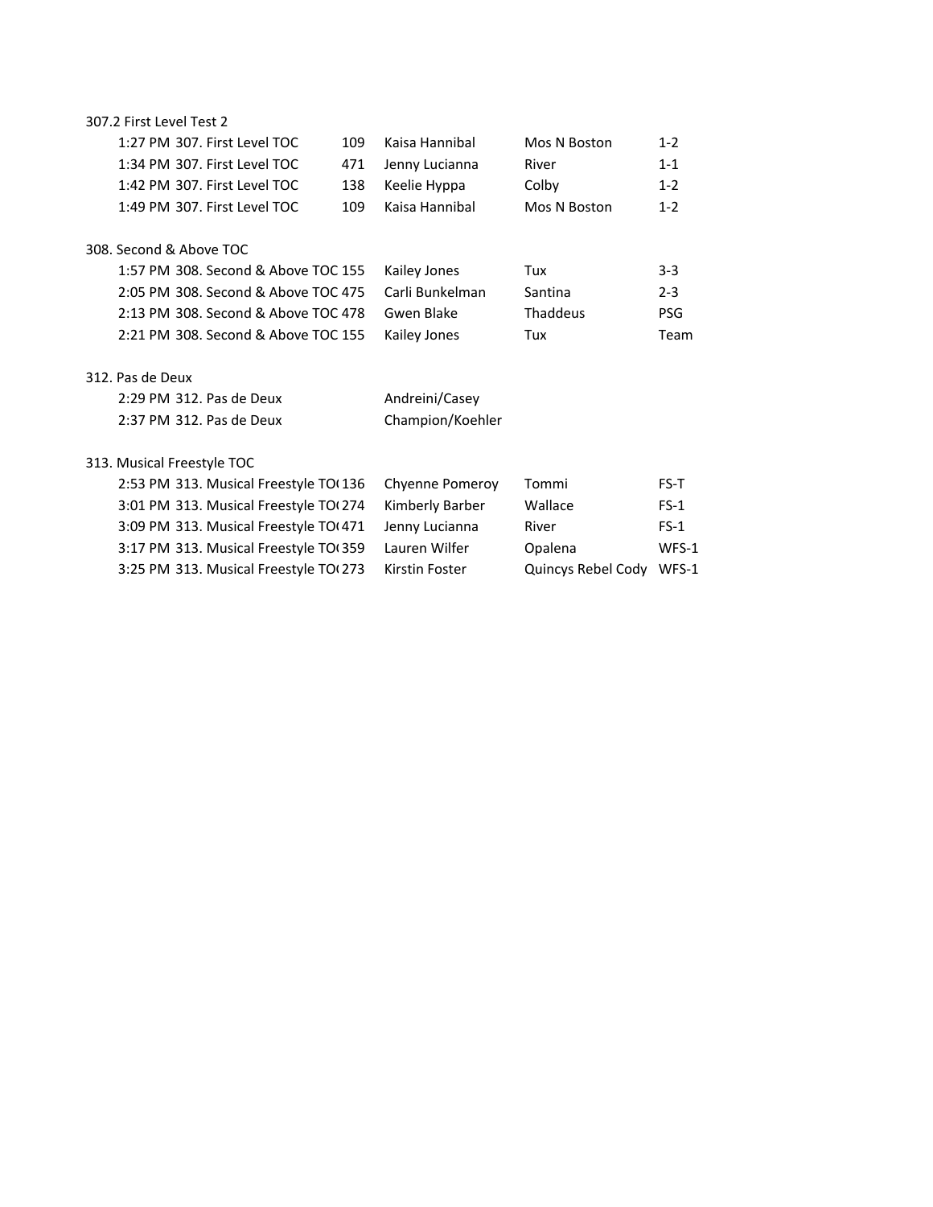307.2 First Level Test 2

| | | | | | |
|---|---|---|---|---|---|
| 1:27 PM | 307. First Level TOC | 109 | Kaisa Hannibal | Mos N Boston | 1-2 |
| 1:34 PM | 307. First Level TOC | 471 | Jenny Lucianna | River | 1-1 |
| 1:42 PM | 307. First Level TOC | 138 | Keelie Hyppa | Colby | 1-2 |
| 1:49 PM | 307. First Level TOC | 109 | Kaisa Hannibal | Mos N Boston | 1-2 |

308. Second & Above TOC

| | | | | | |
|---|---|---|---|---|---|
| 1:57 PM | 308. Second & Above TOC | 155 | Kailey Jones | Tux | 3-3 |
| 2:05 PM | 308. Second & Above TOC | 475 | Carli Bunkelman | Santina | 2-3 |
| 2:13 PM | 308. Second & Above TOC | 478 | Gwen Blake | Thaddeus | PSG |
| 2:21 PM | 308. Second & Above TOC | 155 | Kailey Jones | Tux | Team |

312. Pas de Deux

| | | | | | |
|---|---|---|---|---|---|
| 2:29 PM | 312. Pas de Deux | | Andreini/Casey | | |
| 2:37 PM | 312. Pas de Deux | | Champion/Koehler | | |

313. Musical Freestyle TOC

| | | | | | |
|---|---|---|---|---|---|
| 2:53 PM | 313. Musical Freestyle TO( | 136 | Chyenne Pomeroy | Tommi | FS-T |
| 3:01 PM | 313. Musical Freestyle TO( | 274 | Kimberly Barber | Wallace | FS-1 |
| 3:09 PM | 313. Musical Freestyle TO( | 471 | Jenny Lucianna | River | FS-1 |
| 3:17 PM | 313. Musical Freestyle TO( | 359 | Lauren Wilfer | Opalena | WFS-1 |
| 3:25 PM | 313. Musical Freestyle TO( | 273 | Kirstin Foster | Quincys Rebel Cody | WFS-1 |